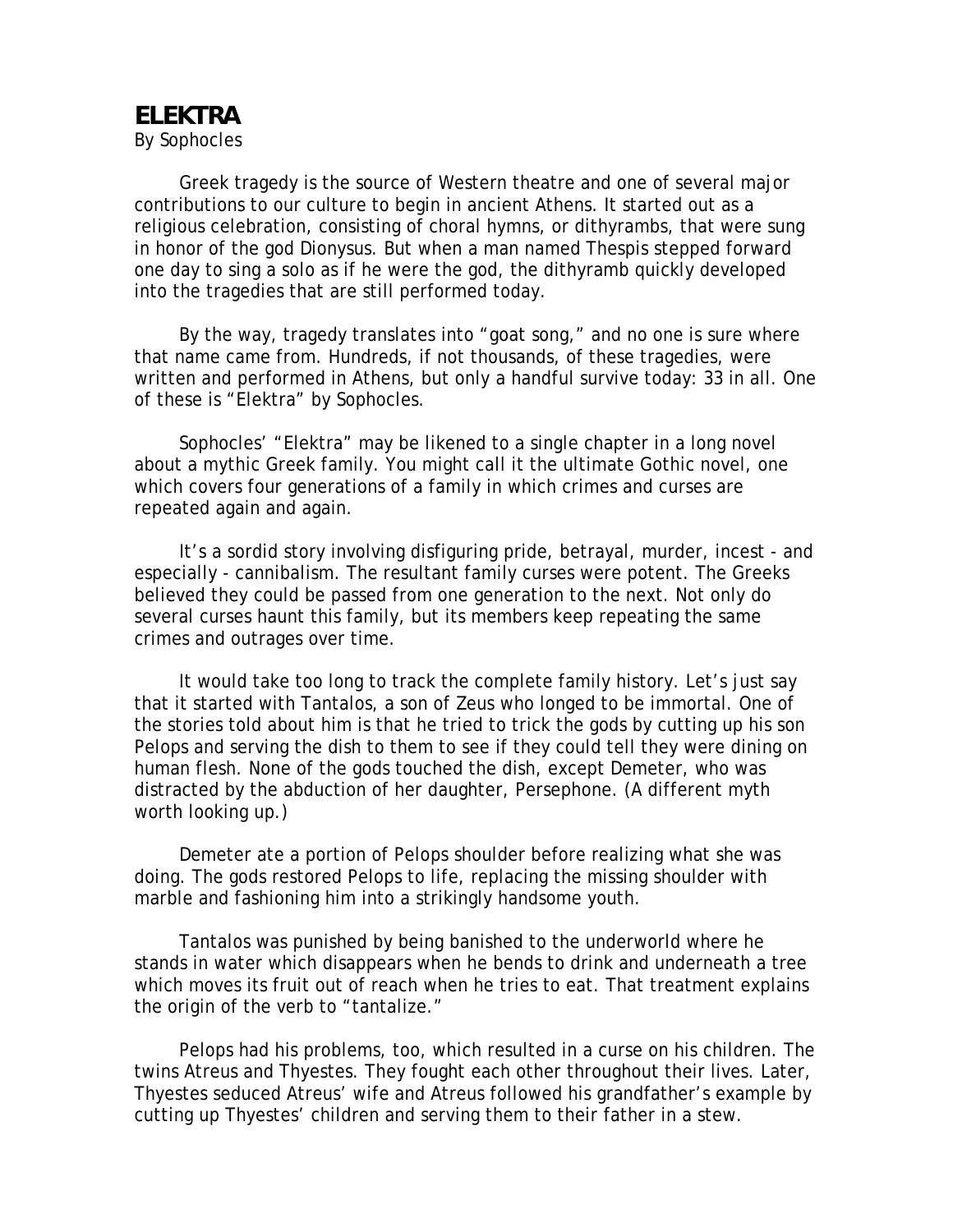# ELEKTRA

By Sophocles

Greek tragedy is the source of Western theatre and one of several major contributions to our culture to begin in ancient Athens. It started out as a religious celebration, consisting of choral hymns, or dithyrambs, that were sung in honor of the god Dionysus. But when a man named Thespis stepped forward one day to sing a solo as if he were the god, the dithyramb quickly developed into the tragedies that are still performed today.

By the way, tragedy translates into "goat song," and no one is sure where that name came from. Hundreds, if not thousands, of these tragedies, were written and performed in Athens, but only a handful survive today: 33 in all. One of these is "Elektra" by Sophocles.

Sophocles' "Elektra" may be likened to a single chapter in a long novel about a mythic Greek family. You might call it the ultimate Gothic novel, one which covers four generations of a family in which crimes and curses are repeated again and again.

It's a sordid story involving disfiguring pride, betrayal, murder, incest - and especially - cannibalism. The resultant family curses were potent. The Greeks believed they could be passed from one generation to the next. Not only do several curses haunt this family, but its members keep repeating the same crimes and outrages over time.

It would take too long to track the complete family history. Let's just say that it started with Tantalos, a son of Zeus who longed to be immortal. One of the stories told about him is that he tried to trick the gods by cutting up his son Pelops and serving the dish to them to see if they could tell they were dining on human flesh. None of the gods touched the dish, except Demeter, who was distracted by the abduction of her daughter, Persephone. (A different myth worth looking up.)

Demeter ate a portion of Pelops shoulder before realizing what she was doing. The gods restored Pelops to life, replacing the missing shoulder with marble and fashioning him into a strikingly handsome youth.

Tantalos was punished by being banished to the underworld where he stands in water which disappears when he bends to drink and underneath a tree which moves its fruit out of reach when he tries to eat. That treatment explains the origin of the verb to "tantalize."

Pelops had his problems, too, which resulted in a curse on his children. The twins Atreus and Thyestes. They fought each other throughout their lives. Later, Thyestes seduced Atreus' wife and Atreus followed his grandfather's example by cutting up Thyestes' children and serving them to their father in a stew.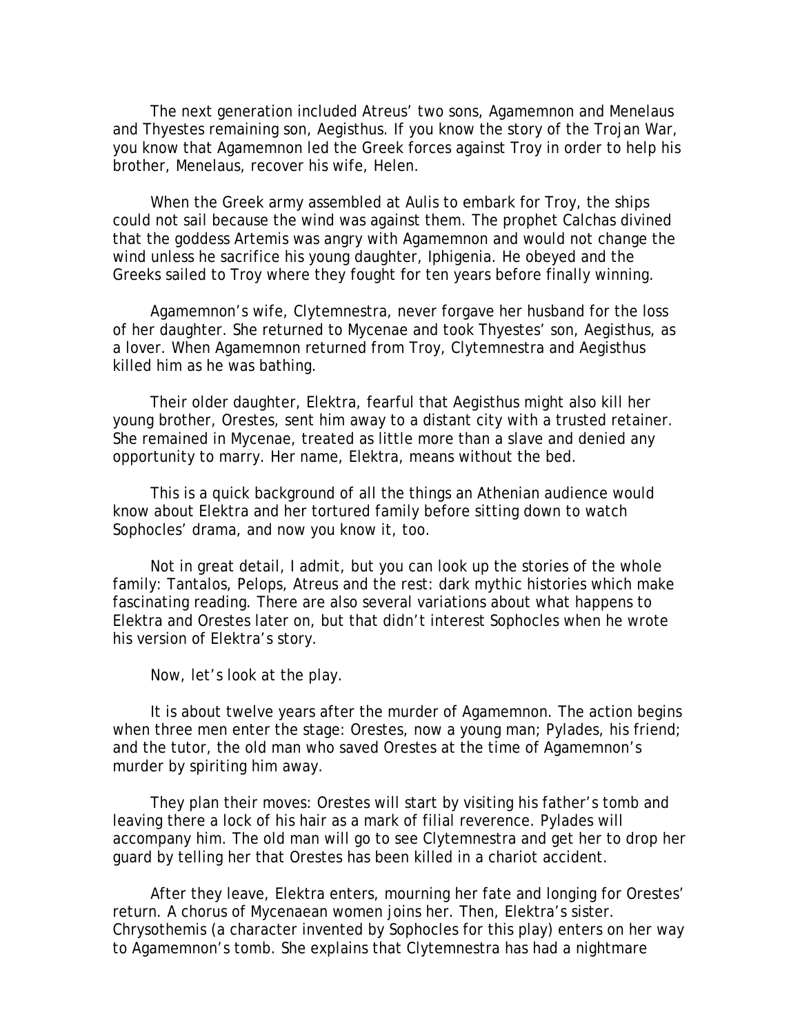The next generation included Atreus' two sons, Agamemnon and Menelaus and Thyestes remaining son, Aegisthus. If you know the story of the Trojan War, you know that Agamemnon led the Greek forces against Troy in order to help his brother, Menelaus, recover his wife, Helen.

When the Greek army assembled at Aulis to embark for Troy, the ships could not sail because the wind was against them. The prophet Calchas divined that the goddess Artemis was angry with Agamemnon and would not change the wind unless he sacrifice his young daughter, Iphigenia. He obeyed and the Greeks sailed to Troy where they fought for ten years before finally winning.

Agamemnon's wife, Clytemnestra, never forgave her husband for the loss of her daughter. She returned to Mycenae and took Thyestes' son, Aegisthus, as a lover. When Agamemnon returned from Troy, Clytemnestra and Aegisthus killed him as he was bathing.

Their older daughter, Elektra, fearful that Aegisthus might also kill her young brother, Orestes, sent him away to a distant city with a trusted retainer. She remained in Mycenae, treated as little more than a slave and denied any opportunity to marry. Her name, Elektra, means without the bed.

This is a quick background of all the things an Athenian audience would know about Elektra and her tortured family before sitting down to watch Sophocles' drama, and now you know it, too.

Not in great detail, I admit, but you can look up the stories of the whole family: Tantalos, Pelops, Atreus and the rest: dark mythic histories which make fascinating reading. There are also several variations about what happens to Elektra and Orestes later on, but that didn't interest Sophocles when he wrote his version of Elektra's story.

Now, let's look at the play.

It is about twelve years after the murder of Agamemnon. The action begins when three men enter the stage: Orestes, now a young man; Pylades, his friend; and the tutor, the old man who saved Orestes at the time of Agamemnon's murder by spiriting him away.

They plan their moves: Orestes will start by visiting his father's tomb and leaving there a lock of his hair as a mark of filial reverence. Pylades will accompany him. The old man will go to see Clytemnestra and get her to drop her guard by telling her that Orestes has been killed in a chariot accident.

After they leave, Elektra enters, mourning her fate and longing for Orestes' return. A chorus of Mycenaean women joins her. Then, Elektra's sister. Chrysothemis (a character invented by Sophocles for this play) enters on her way to Agamemnon's tomb. She explains that Clytemnestra has had a nightmare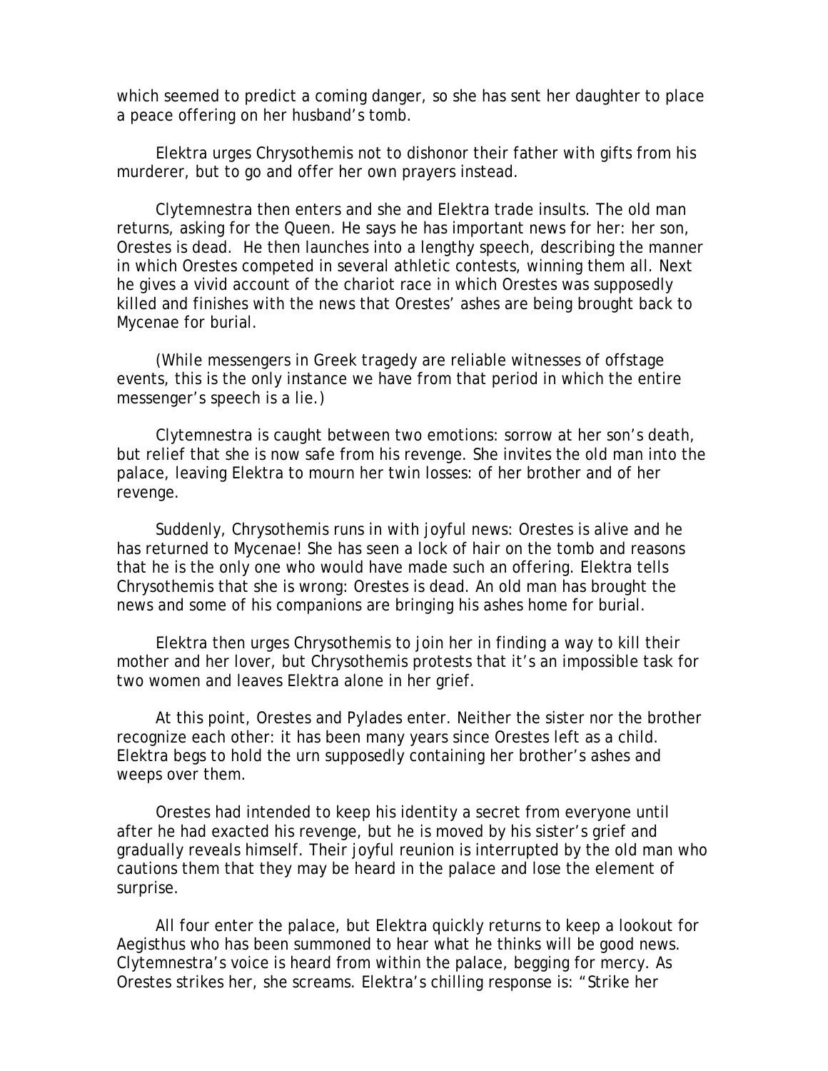which seemed to predict a coming danger, so she has sent her daughter to place a peace offering on her husband's tomb.

Elektra urges Chrysothemis not to dishonor their father with gifts from his murderer, but to go and offer her own prayers instead.

Clytemnestra then enters and she and Elektra trade insults. The old man returns, asking for the Queen. He says he has important news for her: her son, Orestes is dead. He then launches into a lengthy speech, describing the manner in which Orestes competed in several athletic contests, winning them all. Next he gives a vivid account of the chariot race in which Orestes was supposedly killed and finishes with the news that Orestes' ashes are being brought back to Mycenae for burial.

(While messengers in Greek tragedy are reliable witnesses of offstage events, this is the only instance we have from that period in which the entire messenger's speech is a lie.)

Clytemnestra is caught between two emotions: sorrow at her son's death, but relief that she is now safe from his revenge. She invites the old man into the palace, leaving Elektra to mourn her twin losses: of her brother and of her revenge.

Suddenly, Chrysothemis runs in with joyful news: Orestes is alive and he has returned to Mycenae! She has seen a lock of hair on the tomb and reasons that he is the only one who would have made such an offering. Elektra tells Chrysothemis that she is wrong: Orestes is dead. An old man has brought the news and some of his companions are bringing his ashes home for burial.

Elektra then urges Chrysothemis to join her in finding a way to kill their mother and her lover, but Chrysothemis protests that it's an impossible task for two women and leaves Elektra alone in her grief.

At this point, Orestes and Pylades enter. Neither the sister nor the brother recognize each other: it has been many years since Orestes left as a child. Elektra begs to hold the urn supposedly containing her brother's ashes and weeps over them.

Orestes had intended to keep his identity a secret from everyone until after he had exacted his revenge, but he is moved by his sister's grief and gradually reveals himself. Their joyful reunion is interrupted by the old man who cautions them that they may be heard in the palace and lose the element of surprise.

All four enter the palace, but Elektra quickly returns to keep a lookout for Aegisthus who has been summoned to hear what he thinks will be good news. Clytemnestra's voice is heard from within the palace, begging for mercy. As Orestes strikes her, she screams. Elektra's chilling response is: "Strike her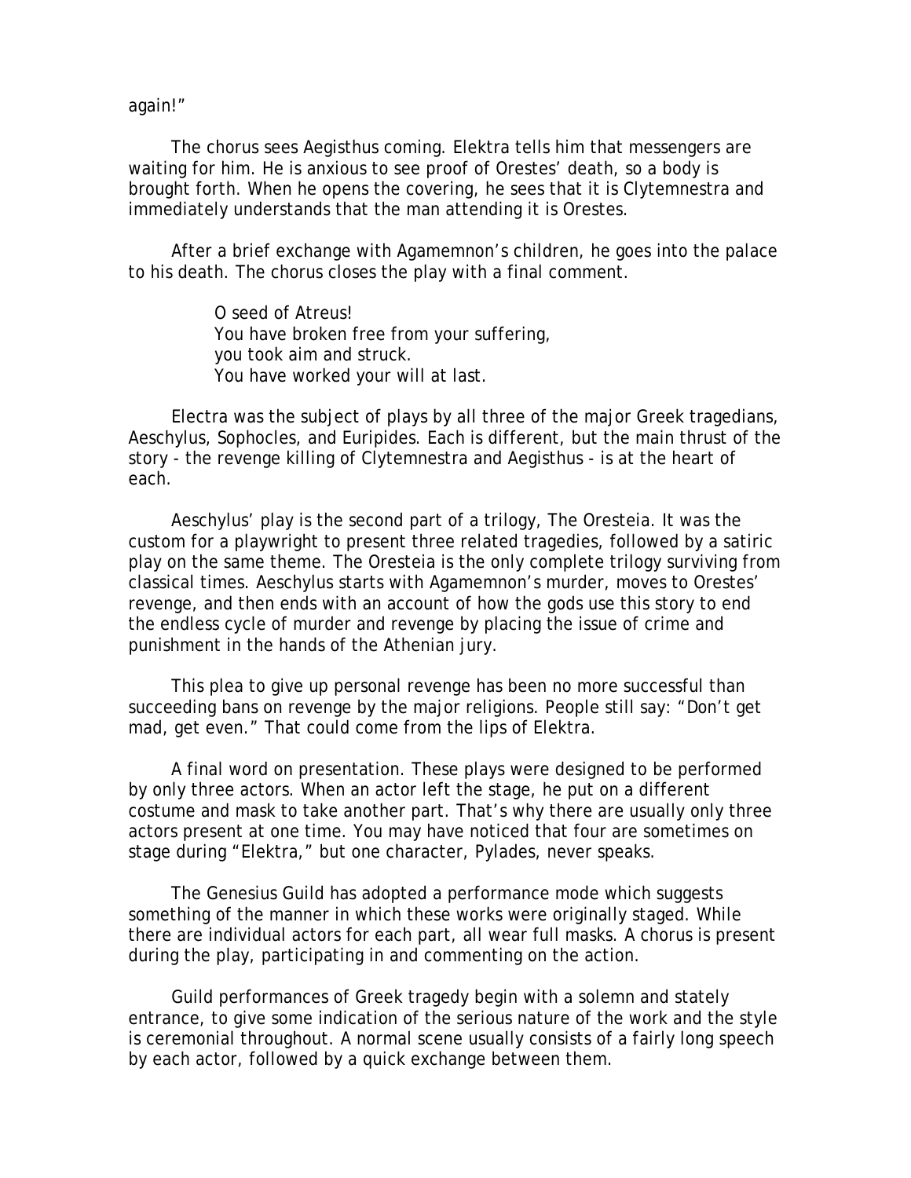again!"

The chorus sees Aegisthus coming. Elektra tells him that messengers are waiting for him. He is anxious to see proof of Orestes' death, so a body is brought forth. When he opens the covering, he sees that it is Clytemnestra and immediately understands that the man attending it is Orestes.

After a brief exchange with Agamemnon's children, he goes into the palace to his death. The chorus closes the play with a final comment.

> O seed of Atreus!
> You have broken free from your suffering,
> you took aim and struck.
> You have worked your will at last.

Electra was the subject of plays by all three of the major Greek tragedians, Aeschylus, Sophocles, and Euripides. Each is different, but the main thrust of the story - the revenge killing of Clytemnestra and Aegisthus - is at the heart of each.

Aeschylus' play is the second part of a trilogy, The Oresteia. It was the custom for a playwright to present three related tragedies, followed by a satiric play on the same theme. The Oresteia is the only complete trilogy surviving from classical times. Aeschylus starts with Agamemnon's murder, moves to Orestes' revenge, and then ends with an account of how the gods use this story to end the endless cycle of murder and revenge by placing the issue of crime and punishment in the hands of the Athenian jury.

This plea to give up personal revenge has been no more successful than succeeding bans on revenge by the major religions. People still say: "Don't get mad, get even." That could come from the lips of Elektra.

A final word on presentation. These plays were designed to be performed by only three actors. When an actor left the stage, he put on a different costume and mask to take another part. That's why there are usually only three actors present at one time. You may have noticed that four are sometimes on stage during "Elektra," but one character, Pylades, never speaks.

The Genesius Guild has adopted a performance mode which suggests something of the manner in which these works were originally staged. While there are individual actors for each part, all wear full masks. A chorus is present during the play, participating in and commenting on the action.

Guild performances of Greek tragedy begin with a solemn and stately entrance, to give some indication of the serious nature of the work and the style is ceremonial throughout. A normal scene usually consists of a fairly long speech by each actor, followed by a quick exchange between them.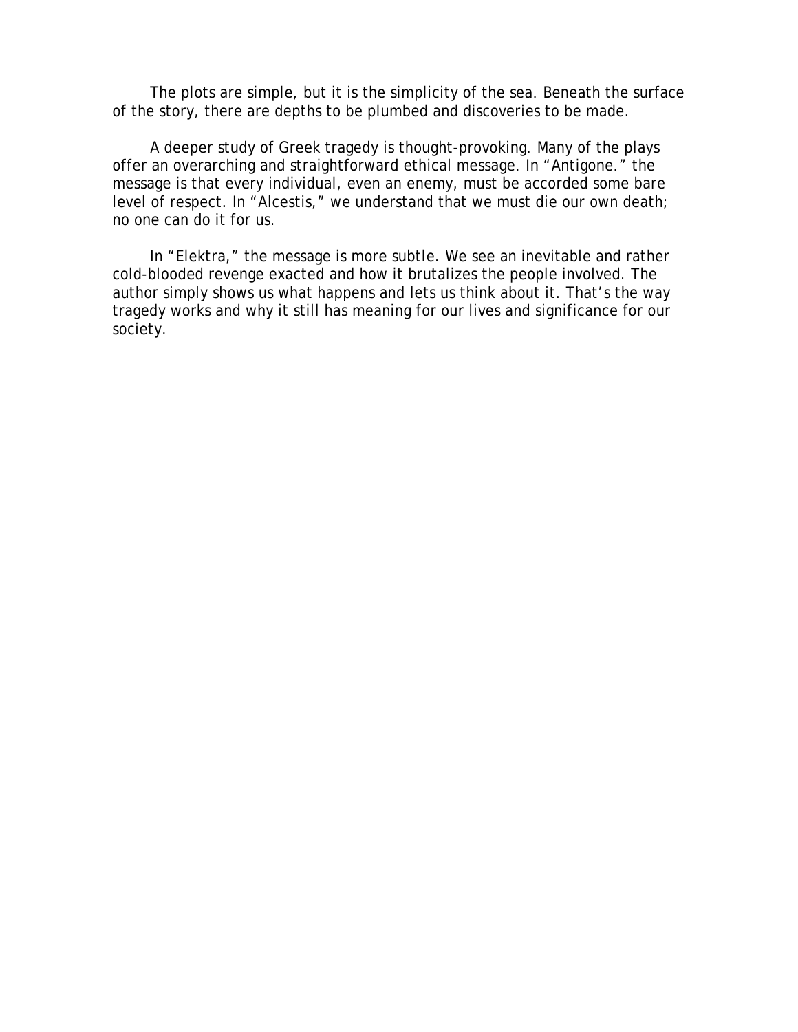The plots are simple, but it is the simplicity of the sea. Beneath the surface of the story, there are depths to be plumbed and discoveries to be made.

A deeper study of Greek tragedy is thought-provoking. Many of the plays offer an overarching and straightforward ethical message. In "Antigone." the message is that every individual, even an enemy, must be accorded some bare level of respect. In "Alcestis," we understand that we must die our own death; no one can do it for us.

In "Elektra," the message is more subtle. We see an inevitable and rather cold-blooded revenge exacted and how it brutalizes the people involved. The author simply shows us what happens and lets us think about it. That's the way tragedy works and why it still has meaning for our lives and significance for our society.